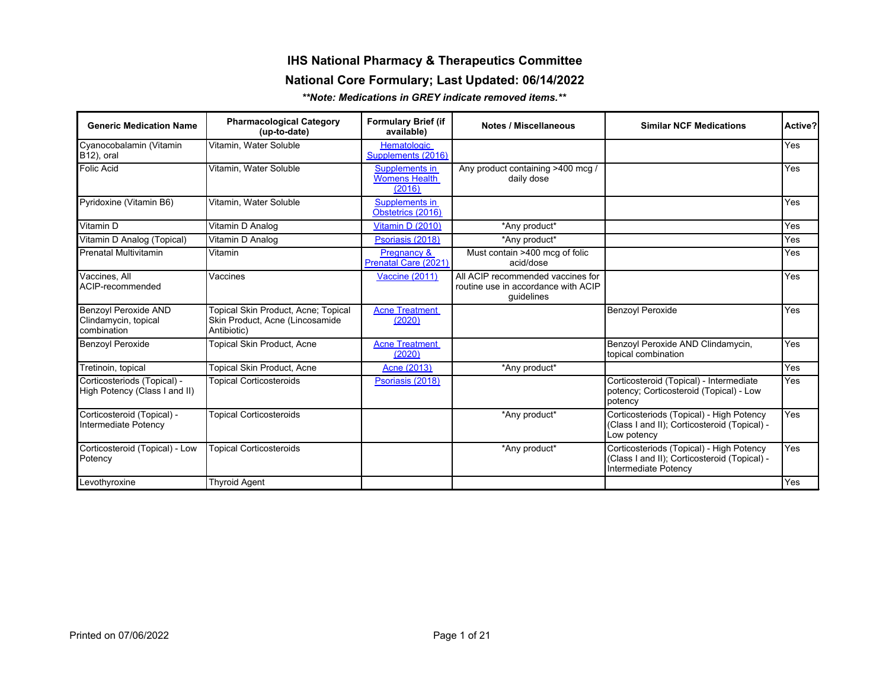# IHS National Pharmacy & Therapeutics Committee

## National Core Formulary; Last Updated: 06/14/2022

***Note: Medications in GREY indicate removed items.***

| Generic Medication Name | Pharmacological Category (up-to-date) | Formulary Brief (if available) | Notes / Miscellaneous | Similar NCF Medications | Active? |
|---|---|---|---|---|---|
| Cyanocobalamin (Vitamin B12), oral | Vitamin, Water Soluble | Hematologic Supplements (2016) | | | Yes |
| Folic Acid | Vitamin, Water Soluble | Supplements in Womens Health (2016) | Any product containing >400 mcg / daily dose | | Yes |
| Pyridoxine (Vitamin B6) | Vitamin, Water Soluble | Supplements in Obstetrics (2016) | | | Yes |
| Vitamin D | Vitamin D Analog | Vitamin D (2010) | *Any product* | | Yes |
| Vitamin D Analog (Topical) | Vitamin D Analog | Psoriasis (2018) | *Any product* | | Yes |
| Prenatal Multivitamin | Vitamin | Pregnancy & Prenatal Care (2021) | Must contain >400 mcg of folic acid/dose | | Yes |
| Vaccines, All ACIP-recommended | Vaccines | Vaccine (2011) | All ACIP recommended vaccines for routine use in accordance with ACIP guidelines | | Yes |
| Benzoyl Peroxide AND Clindamycin, topical combination | Topical Skin Product, Acne; Topical Skin Product, Acne (Lincosamide Antibiotic) | Acne Treatment (2020) | | Benzoyl Peroxide | Yes |
| Benzoyl Peroxide | Topical Skin Product, Acne | Acne Treatment (2020) | | Benzoyl Peroxide AND Clindamycin, topical combination | Yes |
| Tretinoin, topical | Topical Skin Product, Acne | Acne (2013) | *Any product* | | Yes |
| Corticosteriods (Topical) - High Potency (Class I and II) | Topical Corticosteroids | Psoriasis (2018) | | Corticosteroid (Topical) - Intermediate potency; Corticosteroid (Topical) - Low potency | Yes |
| Corticosteroid (Topical) - Intermediate Potency | Topical Corticosteroids | | *Any product* | Corticosteriods (Topical) - High Potency (Class I and II); Corticosteroid (Topical) - Low potency | Yes |
| Corticosteroid (Topical) - Low Potency | Topical Corticosteroids | | *Any product* | Corticosteriods (Topical) - High Potency (Class I and II); Corticosteroid (Topical) - Intermediate Potency | Yes |
| Levothyroxine | Thyroid Agent | | | | Yes |

Printed on 07/06/2022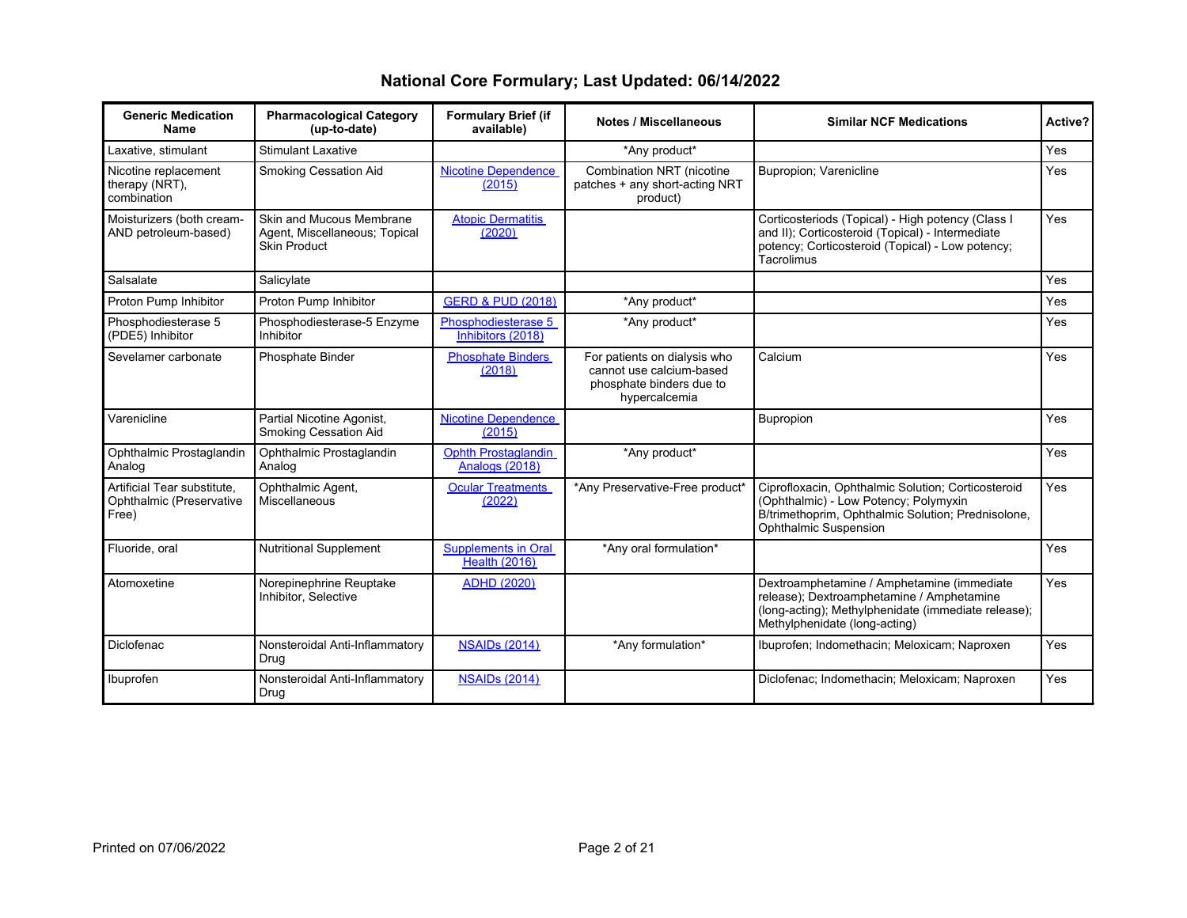# National Core Formulary; Last Updated: 06/14/2022

| Generic Medication Name | Pharmacological Category (up-to-date) | Formulary Brief (if available) | Notes / Miscellaneous | Similar NCF Medications | Active? |
|---|---|---|---|---|---|
| Laxative, stimulant | Stimulant Laxative | | *Any product* | | Yes |
| Nicotine replacement therapy (NRT), combination | Smoking Cessation Aid | Nicotine Dependence (2015) | Combination NRT (nicotine patches + any short-acting NRT product) | Bupropion; Varenicline | Yes |
| Moisturizers (both cream- AND petroleum-based) | Skin and Mucous Membrane Agent, Miscellaneous; Topical Skin Product | Atopic Dermatitis (2020) | | Corticosteriods (Topical) - High potency (Class I and II); Corticosteroid (Topical) - Intermediate potency; Corticosteroid (Topical) - Low potency; Tacrolimus | Yes |
| Salsalate | Salicylate | | | | Yes |
| Proton Pump Inhibitor | Proton Pump Inhibitor | GERD & PUD (2018) | *Any product* | | Yes |
| Phosphodiesterase 5 (PDE5) Inhibitor | Phosphodiesterase-5 Enzyme Inhibitor | Phosphodiesterase 5 Inhibitors (2018) | *Any product* | | Yes |
| Sevelamer carbonate | Phosphate Binder | Phosphate Binders (2018) | For patients on dialysis who cannot use calcium-based phosphate binders due to hypercalcemia | Calcium | Yes |
| Varenicline | Partial Nicotine Agonist, Smoking Cessation Aid | Nicotine Dependence (2015) | | Bupropion | Yes |
| Ophthalmic Prostaglandin Analog | Ophthalmic Prostaglandin Analog | Ophth Prostaglandin Analogs (2018) | *Any product* | | Yes |
| Artificial Tear substitute, Ophthalmic (Preservative Free) | Ophthalmic Agent, Miscellaneous | Ocular Treatments (2022) | *Any Preservative-Free product* | Ciprofloxacin, Ophthalmic Solution; Corticosteroid (Ophthalmic) - Low Potency; Polymyxin B/trimethoprim, Ophthalmic Solution; Prednisolone, Ophthalmic Suspension | Yes |
| Fluoride, oral | Nutritional Supplement | Supplements in Oral Health (2016) | *Any oral formulation* | | Yes |
| Atomoxetine | Norepinephrine Reuptake Inhibitor, Selective | ADHD (2020) | | Dextroamphetamine / Amphetamine (immediate release); Dextroamphetamine / Amphetamine (long-acting); Methylphenidate (immediate release); Methylphenidate (long-acting) | Yes |
| Diclofenac | Nonsteroidal Anti-Inflammatory Drug | NSAIDs (2014) | *Any formulation* | Ibuprofen; Indomethacin; Meloxicam; Naproxen | Yes |
| Ibuprofen | Nonsteroidal Anti-Inflammatory Drug | NSAIDs (2014) | | Diclofenac; Indomethacin; Meloxicam; Naproxen | Yes |

Printed on 07/06/2022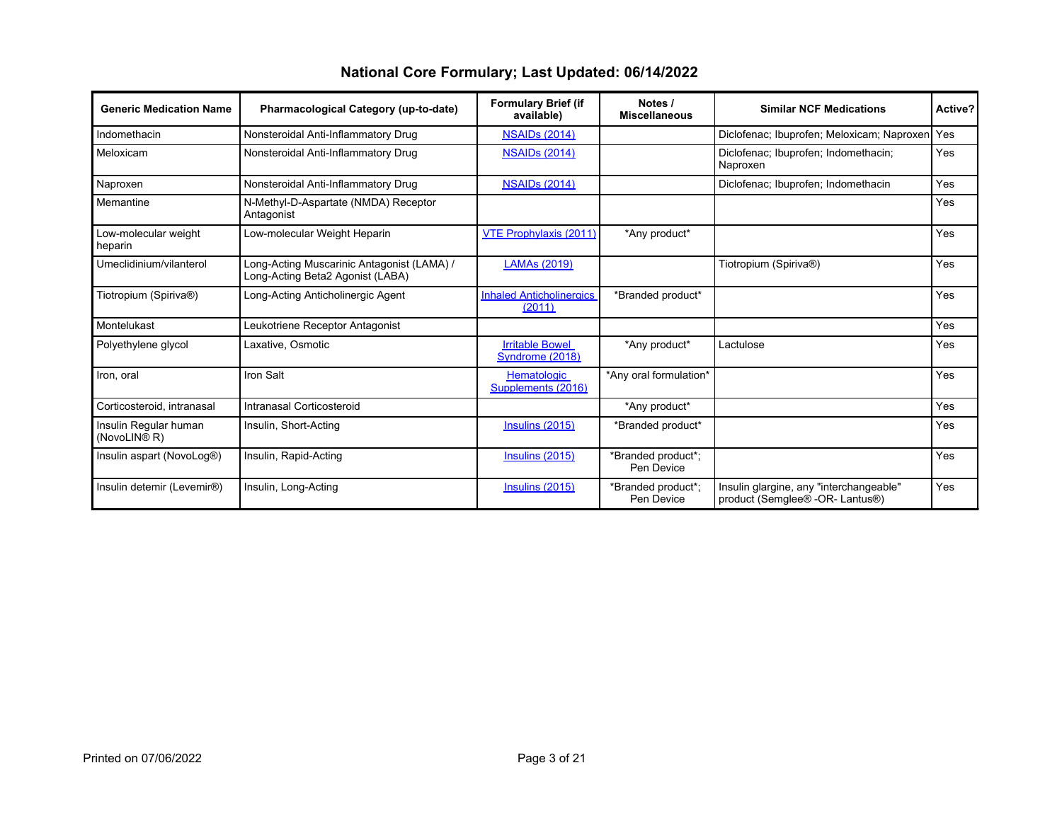# National Core Formulary; Last Updated: 06/14/2022

| Generic Medication Name | Pharmacological Category (up-to-date) | Formulary Brief (if available) | Notes / Miscellaneous | Similar NCF Medications | Active? |
|---|---|---|---|---|---|
| Indomethacin | Nonsteroidal Anti-Inflammatory Drug | NSAIDs (2014) | | Diclofenac; Ibuprofen; Meloxicam; Naproxen | Yes |
| Meloxicam | Nonsteroidal Anti-Inflammatory Drug | NSAIDs (2014) | | Diclofenac; Ibuprofen; Indomethacin; Naproxen | Yes |
| Naproxen | Nonsteroidal Anti-Inflammatory Drug | NSAIDs (2014) | | Diclofenac; Ibuprofen; Indomethacin | Yes |
| Memantine | N-Methyl-D-Aspartate (NMDA) Receptor Antagonist | | | | Yes |
| Low-molecular weight heparin | Low-molecular Weight Heparin | VTE Prophylaxis (2011) | *Any product* | | Yes |
| Umeclidinium/vilanterol | Long-Acting Muscarinic Antagonist (LAMA) / Long-Acting Beta2 Agonist (LABA) | LAMAs (2019) | | Tiotropium (Spiriva®) | Yes |
| Tiotropium (Spiriva®) | Long-Acting Anticholinergic Agent | Inhaled Anticholinergics (2011) | *Branded product* | | Yes |
| Montelukast | Leukotriene Receptor Antagonist | | | | Yes |
| Polyethylene glycol | Laxative, Osmotic | Irritable Bowel Syndrome (2018) | *Any product* | Lactulose | Yes |
| Iron, oral | Iron Salt | Hematologic Supplements (2016) | *Any oral formulation* | | Yes |
| Corticosteroid, intranasal | Intranasal Corticosteroid | | *Any product* | | Yes |
| Insulin Regular human (NovoLIN® R) | Insulin, Short-Acting | Insulins (2015) | *Branded product* | | Yes |
| Insulin aspart (NovoLog®) | Insulin, Rapid-Acting | Insulins (2015) | *Branded product*; Pen Device | | Yes |
| Insulin detemir (Levemir®) | Insulin, Long-Acting | Insulins (2015) | *Branded product*; Pen Device | Insulin glargine, any "interchangeable" product (Semglee® -OR- Lantus®) | Yes |

Printed on 07/06/2022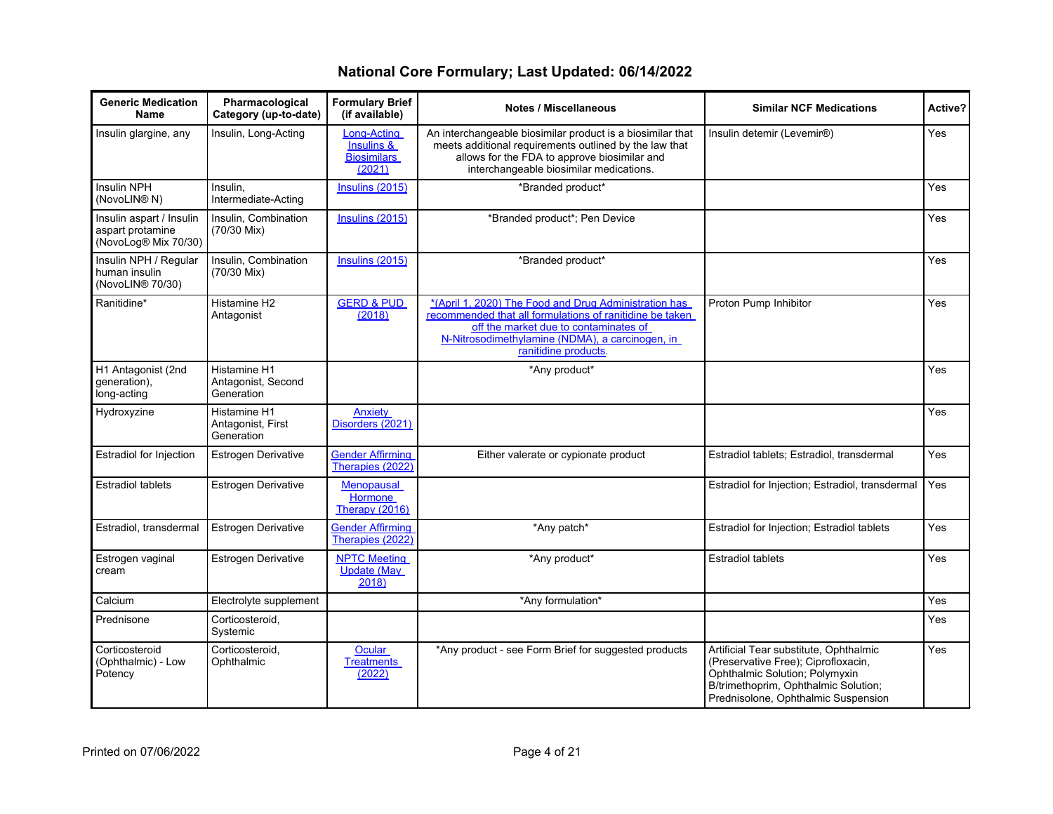# National Core Formulary; Last Updated: 06/14/2022

| Generic Medication Name | Pharmacological Category (up-to-date) | Formulary Brief (if available) | Notes / Miscellaneous | Similar NCF Medications | Active? |
|---|---|---|---|---|---|
| Insulin glargine, any | Insulin, Long-Acting | Long-Acting Insulins & Biosimilars (2021) | An interchangeable biosimilar product is a biosimilar that meets additional requirements outlined by the law that allows for the FDA to approve biosimilar and interchangeable biosimilar medications. | Insulin detemir (Levemir®) | Yes |
| Insulin NPH (NovoLIN® N) | Insulin, Intermediate-Acting | Insulins (2015) | *Branded product* | | Yes |
| Insulin aspart / Insulin aspart protamine (NovoLog® Mix 70/30) | Insulin, Combination (70/30 Mix) | Insulins (2015) | *Branded product*; Pen Device | | Yes |
| Insulin NPH / Regular human insulin (NovoLIN® 70/30) | Insulin, Combination (70/30 Mix) | Insulins (2015) | *Branded product* | | Yes |
| Ranitidine* | Histamine H2 Antagonist | GERD & PUD (2018) | *(April 1, 2020) The Food and Drug Administration has recommended that all formulations of ranitidine be taken off the market due to contaminates of N-Nitrosodimethylamine (NDMA), a carcinogen, in ranitidine products. | Proton Pump Inhibitor | Yes |
| H1 Antagonist (2nd generation), long-acting | Histamine H1 Antagonist, Second Generation | | *Any product* | | Yes |
| Hydroxyzine | Histamine H1 Antagonist, First Generation | Anxiety Disorders (2021) | | | Yes |
| Estradiol for Injection | Estrogen Derivative | Gender Affirming Therapies (2022) | Either valerate or cypionate product | Estradiol tablets; Estradiol, transdermal | Yes |
| Estradiol tablets | Estrogen Derivative | Menopausal Hormone Therapy (2016) | | Estradiol for Injection; Estradiol, transdermal | Yes |
| Estradiol, transdermal | Estrogen Derivative | Gender Affirming Therapies (2022) | *Any patch* | Estradiol for Injection; Estradiol tablets | Yes |
| Estrogen vaginal cream | Estrogen Derivative | NPTC Meeting Update (May 2018) | *Any product* | Estradiol tablets | Yes |
| Calcium | Electrolyte supplement | | *Any formulation* | | Yes |
| Prednisone | Corticosteroid, Systemic | | | | Yes |
| Corticosteroid (Ophthalmic) - Low Potency | Corticosteroid, Ophthalmic | Ocular Treatments (2022) | *Any product - see Form Brief for suggested products | Artificial Tear substitute, Ophthalmic (Preservative Free); Ciprofloxacin, Ophthalmic Solution; Polymyxin B/trimethoprim, Ophthalmic Solution; Prednisolone, Ophthalmic Suspension | Yes |

Printed on 07/06/2022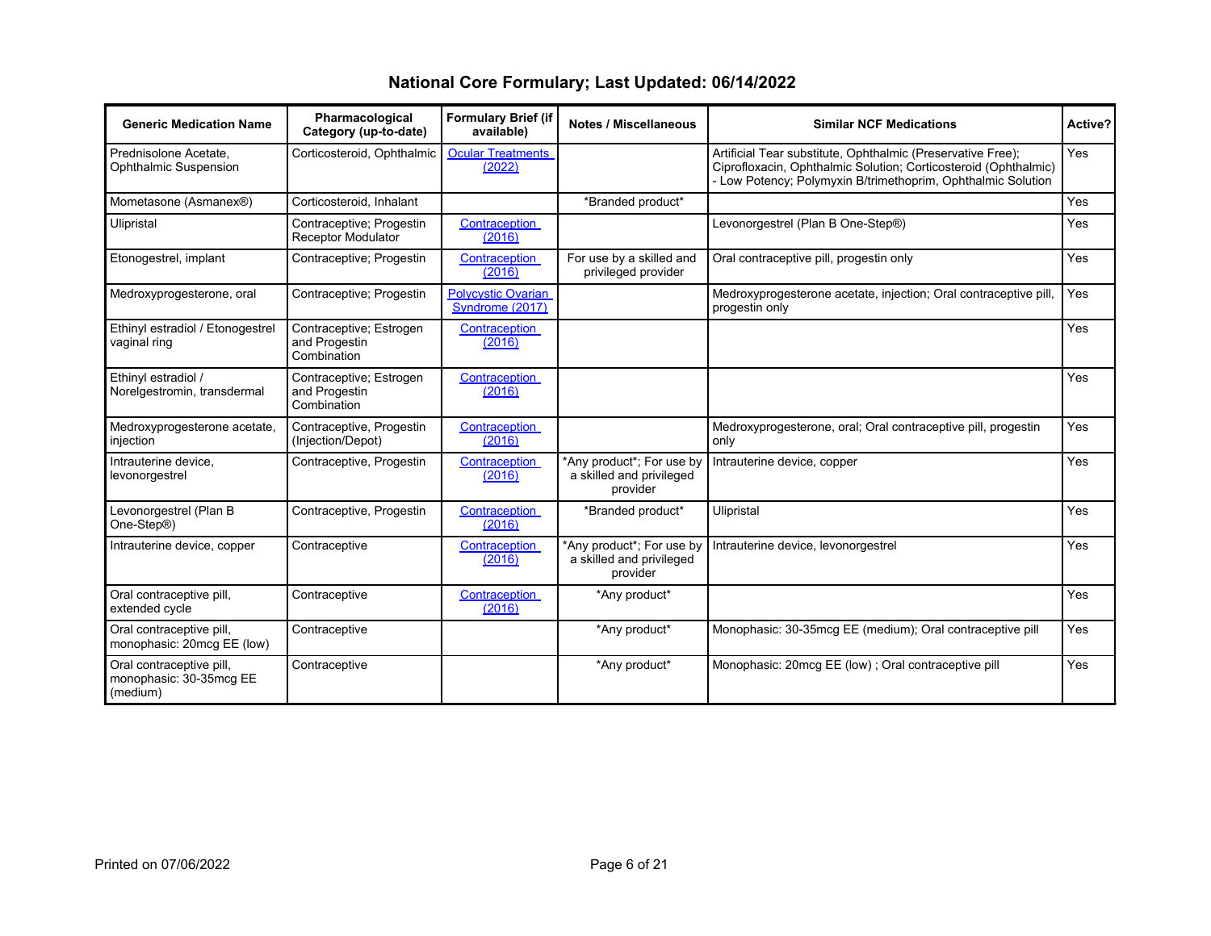# National Core Formulary; Last Updated: 06/14/2022

| Generic Medication Name | Pharmacological Category (up-to-date) | Formulary Brief (if available) | Notes / Miscellaneous | Similar NCF Medications | Active? |
|---|---|---|---|---|---|
| Prednisolone Acetate, Ophthalmic Suspension | Corticosteroid, Ophthalmic | Ocular Treatments (2022) | | Artificial Tear substitute, Ophthalmic (Preservative Free); Ciprofloxacin, Ophthalmic Solution; Corticosteroid (Ophthalmic) - Low Potency; Polymyxin B/trimethoprim, Ophthalmic Solution | Yes |
| Mometasone (Asmanex®) | Corticosteroid, Inhalant | | *Branded product* | | Yes |
| Ulipristal | Contraceptive; Progestin Receptor Modulator | Contraception (2016) | | Levonorgestrel (Plan B One-Step®) | Yes |
| Etonogestrel, implant | Contraceptive; Progestin | Contraception (2016) | For use by a skilled and privileged provider | Oral contraceptive pill, progestin only | Yes |
| Medroxyprogesterone, oral | Contraceptive; Progestin | Polycystic Ovarian Syndrome (2017) | | Medroxyprogesterone acetate, injection; Oral contraceptive pill, progestin only | Yes |
| Ethinyl estradiol / Etonogestrel vaginal ring | Contraceptive; Estrogen and Progestin Combination | Contraception (2016) | | | Yes |
| Ethinyl estradiol / Norelgestromin, transdermal | Contraceptive; Estrogen and Progestin Combination | Contraception (2016) | | | Yes |
| Medroxyprogesterone acetate, injection | Contraceptive, Progestin (Injection/Depot) | Contraception (2016) | | Medroxyprogesterone, oral; Oral contraceptive pill, progestin only | Yes |
| Intrauterine device, levonorgestrel | Contraceptive, Progestin | Contraception (2016) | *Any product*; For use by a skilled and privileged provider | Intrauterine device, copper | Yes |
| Levonorgestrel (Plan B One-Step®) | Contraceptive, Progestin | Contraception (2016) | *Branded product* | Ulipristal | Yes |
| Intrauterine device, copper | Contraceptive | Contraception (2016) | *Any product*; For use by a skilled and privileged provider | Intrauterine device, levonorgestrel | Yes |
| Oral contraceptive pill, extended cycle | Contraceptive | Contraception (2016) | *Any product* | | Yes |
| Oral contraceptive pill, monophasic: 20mcg EE (low) | Contraceptive | | *Any product* | Monophasic: 30-35mcg EE (medium); Oral contraceptive pill | Yes |
| Oral contraceptive pill, monophasic: 30-35mcg EE (medium) | Contraceptive | | *Any product* | Monophasic: 20mcg EE (low) ; Oral contraceptive pill | Yes |

Printed on 07/06/2022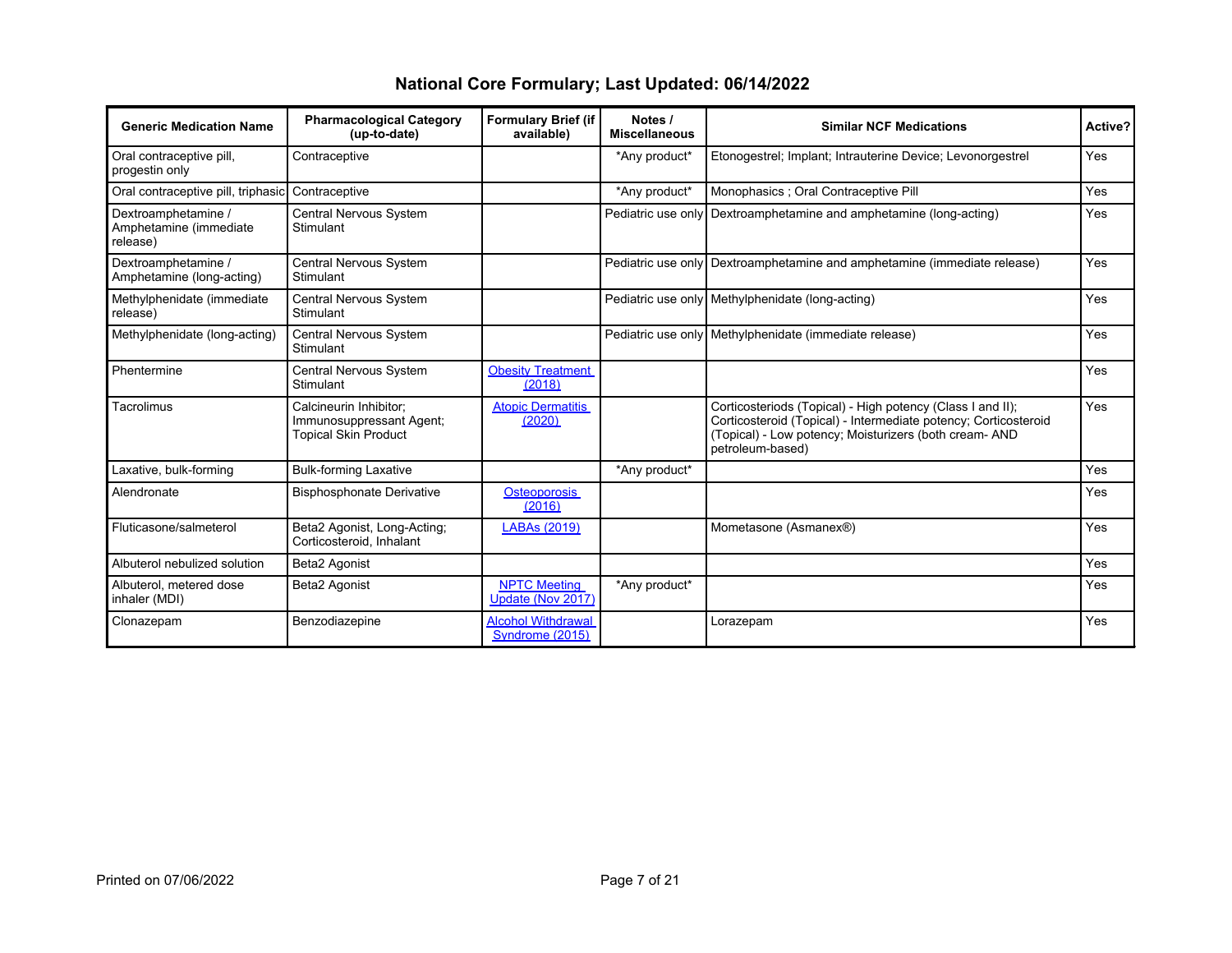# National Core Formulary; Last Updated: 06/14/2022

| Generic Medication Name | Pharmacological Category (up-to-date) | Formulary Brief (if available) | Notes / Miscellaneous | Similar NCF Medications | Active? |
|---|---|---|---|---|---|
| Oral contraceptive pill, progestin only | Contraceptive | | *Any product* | Etonogestrel; Implant; Intrauterine Device; Levonorgestrel | Yes |
| Oral contraceptive pill, triphasic | Contraceptive | | *Any product* | Monophasics ; Oral Contraceptive Pill | Yes |
| Dextroamphetamine / Amphetamine (immediate release) | Central Nervous System Stimulant | | Pediatric use only | Dextroamphetamine and amphetamine (long-acting) | Yes |
| Dextroamphetamine / Amphetamine (long-acting) | Central Nervous System Stimulant | | Pediatric use only | Dextroamphetamine and amphetamine (immediate release) | Yes |
| Methylphenidate (immediate release) | Central Nervous System Stimulant | | Pediatric use only | Methylphenidate (long-acting) | Yes |
| Methylphenidate (long-acting) | Central Nervous System Stimulant | | Pediatric use only | Methylphenidate (immediate release) | Yes |
| Phentermine | Central Nervous System Stimulant | Obesity Treatment (2018) | | | Yes |
| Tacrolimus | Calcineurin Inhibitor; Immunosuppressant Agent; Topical Skin Product | Atopic Dermatitis (2020) | | Corticosteriods (Topical) - High potency (Class I and II); Corticosteroid (Topical) - Intermediate potency; Corticosteroid (Topical) - Low potency; Moisturizers (both cream- AND petroleum-based) | Yes |
| Laxative, bulk-forming | Bulk-forming Laxative | | *Any product* | | Yes |
| Alendronate | Bisphosphonate Derivative | Osteoporosis (2016) | | | Yes |
| Fluticasone/salmeterol | Beta2 Agonist, Long-Acting; Corticosteroid, Inhalant | LABAs (2019) | | Mometasone (Asmanex®) | Yes |
| Albuterol nebulized solution | Beta2 Agonist | | | | Yes |
| Albuterol, metered dose inhaler (MDI) | Beta2 Agonist | NPTC Meeting Update (Nov 2017) | *Any product* | | Yes |
| Clonazepam | Benzodiazepine | Alcohol Withdrawal Syndrome (2015) | | Lorazepam | Yes |

Printed on 07/06/2022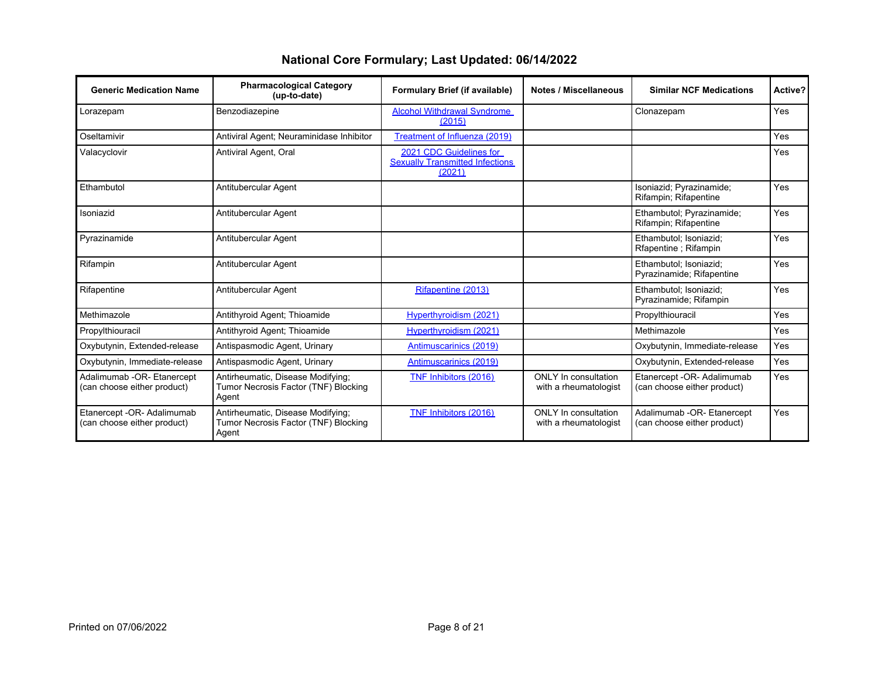# National Core Formulary; Last Updated: 06/14/2022

| Generic Medication Name | Pharmacological Category (up-to-date) | Formulary Brief (if available) | Notes / Miscellaneous | Similar NCF Medications | Active? |
|---|---|---|---|---|---|
| Lorazepam | Benzodiazepine | Alcohol Withdrawal Syndrome (2015) | | Clonazepam | Yes |
| Oseltamivir | Antiviral Agent; Neuraminidase Inhibitor | Treatment of Influenza (2019) | | | Yes |
| Valacyclovir | Antiviral Agent, Oral | 2021 CDC Guidelines for Sexually Transmitted Infections (2021) | | | Yes |
| Ethambutol | Antitubercular Agent | | | Isoniazid; Pyrazinamide; Rifampin; Rifapentine | Yes |
| Isoniazid | Antitubercular Agent | | | Ethambutol; Pyrazinamide; Rifampin; Rifapentine | Yes |
| Pyrazinamide | Antitubercular Agent | | | Ethambutol; Isoniazid; Rfapentine ; Rifampin | Yes |
| Rifampin | Antitubercular Agent | | | Ethambutol; Isoniazid; Pyrazinamide; Rifapentine | Yes |
| Rifapentine | Antitubercular Agent | Rifapentine (2013) | | Ethambutol; Isoniazid; Pyrazinamide; Rifampin | Yes |
| Methimazole | Antithyroid Agent; Thioamide | Hyperthyroidism (2021) | | Propylthiouracil | Yes |
| Propylthiouracil | Antithyroid Agent; Thioamide | Hyperthyroidism (2021) | | Methimazole | Yes |
| Oxybutynin, Extended-release | Antispasmodic Agent, Urinary | Antimuscarinics (2019) | | Oxybutynin, Immediate-release | Yes |
| Oxybutynin, Immediate-release | Antispasmodic Agent, Urinary | Antimuscarinics (2019) | | Oxybutynin, Extended-release | Yes |
| Adalimumab -OR- Etanercept (can choose either product) | Antirheumatic, Disease Modifying; Tumor Necrosis Factor (TNF) Blocking Agent | TNF Inhibitors (2016) | ONLY In consultation with a rheumatologist | Etanercept -OR- Adalimumab (can choose either product) | Yes |
| Etanercept -OR- Adalimumab (can choose either product) | Antirheumatic, Disease Modifying; Tumor Necrosis Factor (TNF) Blocking Agent | TNF Inhibitors (2016) | ONLY In consultation with a rheumatologist | Adalimumab -OR- Etanercept (can choose either product) | Yes |

Printed on 07/06/2022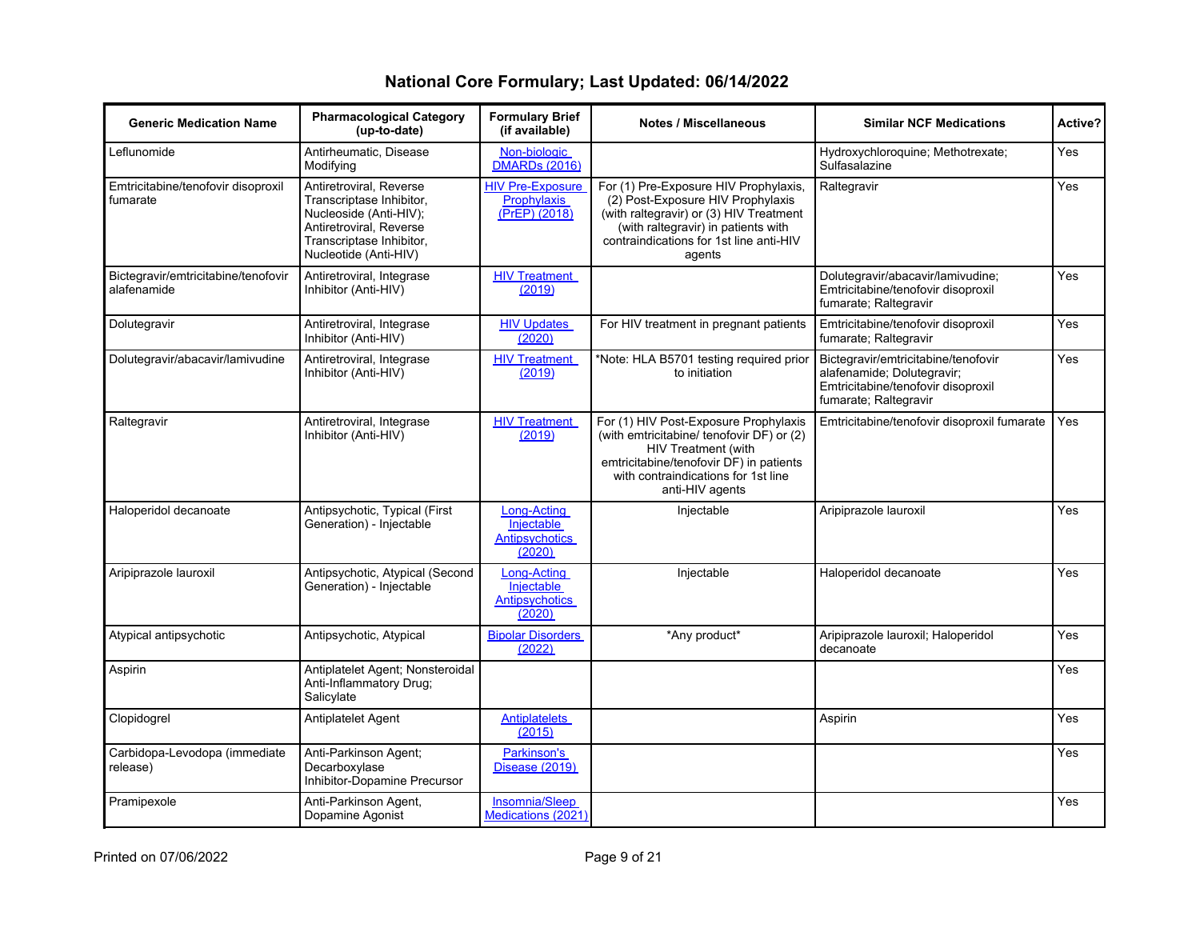# National Core Formulary; Last Updated: 06/14/2022

| Generic Medication Name | Pharmacological Category (up-to-date) | Formulary Brief (if available) | Notes / Miscellaneous | Similar NCF Medications | Active? |
|---|---|---|---|---|---|
| Leflunomide | Antirheumatic, Disease Modifying | Non-biologic DMARDs (2016) | | Hydroxychloroquine; Methotrexate; Sulfasalazine | Yes |
| Emtricitabine/tenofovir disoproxil fumarate | Antiretroviral, Reverse Transcriptase Inhibitor, Nucleoside (Anti-HIV); Antiretroviral, Reverse Transcriptase Inhibitor, Nucleotide (Anti-HIV) | HIV Pre-Exposure Prophylaxis (PrEP) (2018) | For (1) Pre-Exposure HIV Prophylaxis, (2) Post-Exposure HIV Prophylaxis (with raltegravir) or (3) HIV Treatment (with raltegravir) in patients with contraindications for 1st line anti-HIV agents | Raltegravir | Yes |
| Bictegravir/emtricitabine/tenofovir alafenamide | Antiretroviral, Integrase Inhibitor (Anti-HIV) | HIV Treatment (2019) | | Dolutegravir/abacavir/lamivudine; Emtricitabine/tenofovir disoproxil fumarate; Raltegravir | Yes |
| Dolutegravir | Antiretroviral, Integrase Inhibitor (Anti-HIV) | HIV Updates (2020) | For HIV treatment in pregnant patients | Emtricitabine/tenofovir disoproxil fumarate; Raltegravir | Yes |
| Dolutegravir/abacavir/lamivudine | Antiretroviral, Integrase Inhibitor (Anti-HIV) | HIV Treatment (2019) | *Note: HLA B5701 testing required prior to initiation | Bictegravir/emtricitabine/tenofovir alafenamide; Dolutegravir; Emtricitabine/tenofovir disoproxil fumarate; Raltegravir | Yes |
| Raltegravir | Antiretroviral, Integrase Inhibitor (Anti-HIV) | HIV Treatment (2019) | For (1) HIV Post-Exposure Prophylaxis (with emtricitabine/ tenofovir DF) or (2) HIV Treatment (with emtricitabine/tenofovir DF) in patients with contraindications for 1st line anti-HIV agents | Emtricitabine/tenofovir disoproxil fumarate | Yes |
| Haloperidol decanoate | Antipsychotic, Typical (First Generation) - Injectable | Long-Acting Injectable Antipsychotics (2020) | Injectable | Aripiprazole lauroxil | Yes |
| Aripiprazole lauroxil | Antipsychotic, Atypical (Second Generation) - Injectable | Long-Acting Injectable Antipsychotics (2020) | Injectable | Haloperidol decanoate | Yes |
| Atypical antipsychotic | Antipsychotic, Atypical | Bipolar Disorders (2022) | *Any product* | Aripiprazole lauroxil; Haloperidol decanoate | Yes |
| Aspirin | Antiplatelet Agent; Nonsteroidal Anti-Inflammatory Drug; Salicylate | | | | Yes |
| Clopidogrel | Antiplatelet Agent | Antiplatelets (2015) | | Aspirin | Yes |
| Carbidopa-Levodopa (immediate release) | Anti-Parkinson Agent; Decarboxylase Inhibitor-Dopamine Precursor | Parkinson's Disease (2019) | | | Yes |
| Pramipexole | Anti-Parkinson Agent, Dopamine Agonist | Insomnia/Sleep Medications (2021) | | | Yes |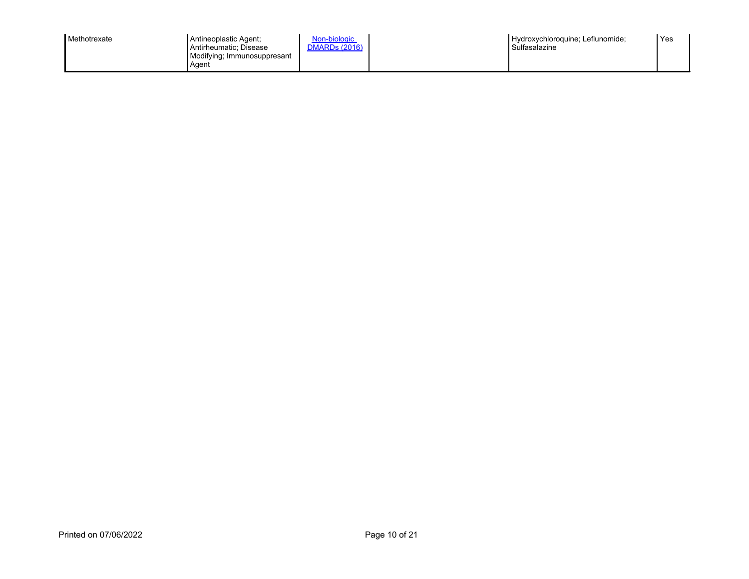| | | | | | |
|---|---|---|---|---|---|
| Methotrexate | Antineoplastic Agent; Antirheumatic; Disease Modifying; Immunosuppresant Agent | Non-biologic DMARDs (2016) | | Hydroxychloroquine; Leflunomide; Sulfasalazine | Yes |

Printed on 07/06/2022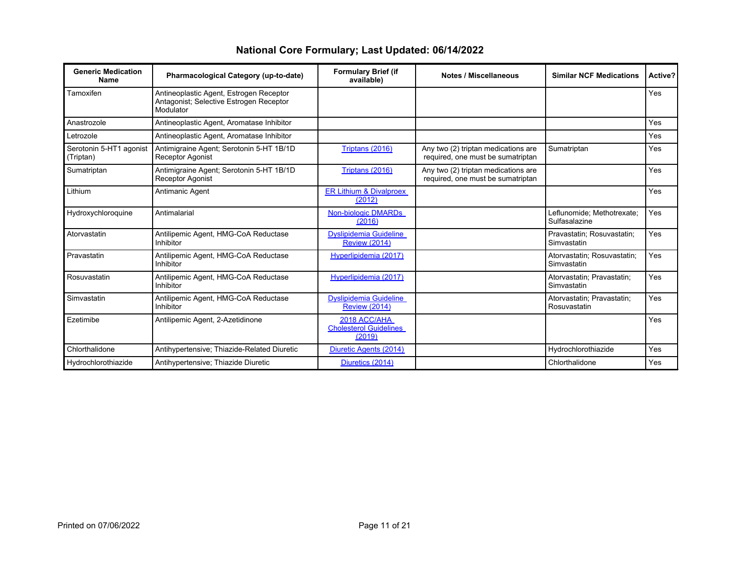# National Core Formulary; Last Updated: 06/14/2022

| Generic Medication Name | Pharmacological Category (up-to-date) | Formulary Brief (if available) | Notes / Miscellaneous | Similar NCF Medications | Active? |
|---|---|---|---|---|---|
| Tamoxifen | Antineoplastic Agent, Estrogen Receptor Antagonist; Selective Estrogen Receptor Modulator | | | | Yes |
| Anastrozole | Antineoplastic Agent, Aromatase Inhibitor | | | | Yes |
| Letrozole | Antineoplastic Agent, Aromatase Inhibitor | | | | Yes |
| Serotonin 5-HT1 agonist (Triptan) | Antimigraine Agent; Serotonin 5-HT 1B/1D Receptor Agonist | Triptans (2016) | Any two (2) triptan medications are required, one must be sumatriptan | Sumatriptan | Yes |
| Sumatriptan | Antimigraine Agent; Serotonin 5-HT 1B/1D Receptor Agonist | Triptans (2016) | Any two (2) triptan medications are required, one must be sumatriptan | | Yes |
| Lithium | Antimanic Agent | ER Lithium & Divalproex (2012) | | | Yes |
| Hydroxychloroquine | Antimalarial | Non-biologic DMARDs (2016) | | Leflunomide; Methotrexate; Sulfasalazine | Yes |
| Atorvastatin | Antilipemic Agent, HMG-CoA Reductase Inhibitor | Dyslipidemia Guideline Review (2014) | | Pravastatin; Rosuvastatin; Simvastatin | Yes |
| Pravastatin | Antilipemic Agent, HMG-CoA Reductase Inhibitor | Hyperlipidemia (2017) | | Atorvastatin; Rosuvastatin; Simvastatin | Yes |
| Rosuvastatin | Antilipemic Agent, HMG-CoA Reductase Inhibitor | Hyperlipidemia (2017) | | Atorvastatin; Pravastatin; Simvastatin | Yes |
| Simvastatin | Antilipemic Agent, HMG-CoA Reductase Inhibitor | Dyslipidemia Guideline Review (2014) | | Atorvastatin; Pravastatin; Rosuvastatin | Yes |
| Ezetimibe | Antilipemic Agent, 2-Azetidinone | 2018 ACC/AHA Cholesterol Guidelines (2019) | | | Yes |
| Chlorthalidone | Antihypertensive; Thiazide-Related Diuretic | Diuretic Agents (2014) | | Hydrochlorothiazide | Yes |
| Hydrochlorothiazide | Antihypertensive; Thiazide Diuretic | Diuretics (2014) | | Chlorthalidone | Yes |

Printed on 07/06/2022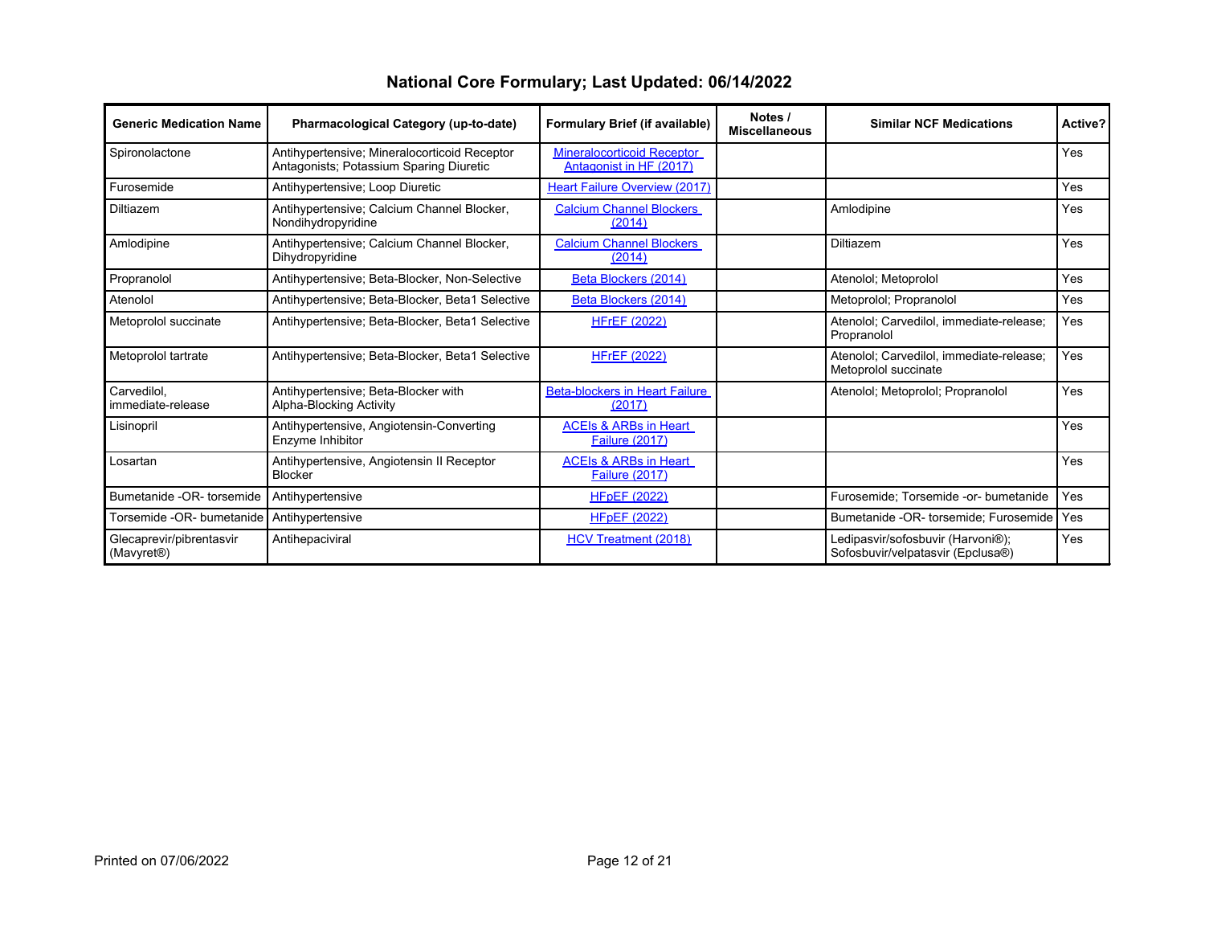# National Core Formulary; Last Updated: 06/14/2022

| Generic Medication Name | Pharmacological Category (up-to-date) | Formulary Brief (if available) | Notes / Miscellaneous | Similar NCF Medications | Active? |
|---|---|---|---|---|---|
| Spironolactone | Antihypertensive; Mineralocorticoid Receptor Antagonists; Potassium Sparing Diuretic | Mineralocorticoid Receptor Antagonist in HF (2017) | | | Yes |
| Furosemide | Antihypertensive; Loop Diuretic | Heart Failure Overview (2017) | | | Yes |
| Diltiazem | Antihypertensive; Calcium Channel Blocker, Nondihydropyridine | Calcium Channel Blockers (2014) | | Amlodipine | Yes |
| Amlodipine | Antihypertensive; Calcium Channel Blocker, Dihydropyridine | Calcium Channel Blockers (2014) | | Diltiazem | Yes |
| Propranolol | Antihypertensive; Beta-Blocker, Non-Selective | Beta Blockers (2014) | | Atenolol; Metoprolol | Yes |
| Atenolol | Antihypertensive; Beta-Blocker, Beta1 Selective | Beta Blockers (2014) | | Metoprolol; Propranolol | Yes |
| Metoprolol succinate | Antihypertensive; Beta-Blocker, Beta1 Selective | HFrEF (2022) | | Atenolol; Carvedilol, immediate-release; Propranolol | Yes |
| Metoprolol tartrate | Antihypertensive; Beta-Blocker, Beta1 Selective | HFrEF (2022) | | Atenolol; Carvedilol, immediate-release; Metoprolol succinate | Yes |
| Carvedilol, immediate-release | Antihypertensive; Beta-Blocker with Alpha-Blocking Activity | Beta-blockers in Heart Failure (2017) | | Atenolol; Metoprolol; Propranolol | Yes |
| Lisinopril | Antihypertensive, Angiotensin-Converting Enzyme Inhibitor | ACEIs & ARBs in Heart Failure (2017) | | | Yes |
| Losartan | Antihypertensive, Angiotensin II Receptor Blocker | ACEIs & ARBs in Heart Failure (2017) | | | Yes |
| Bumetanide -OR- torsemide | Antihypertensive | HFpEF (2022) | | Furosemide; Torsemide -or- bumetanide | Yes |
| Torsemide -OR- bumetanide | Antihypertensive | HFpEF (2022) | | Bumetanide -OR- torsemide; Furosemide | Yes |
| Glecaprevir/pibrentasvir (Mavyret®) | Antihepaciviral | HCV Treatment (2018) | | Ledipasvir/sofosbuvir (Harvoni®); Sofosbuvir/velpatasvir (Epclusa®) | Yes |

Printed on 07/06/2022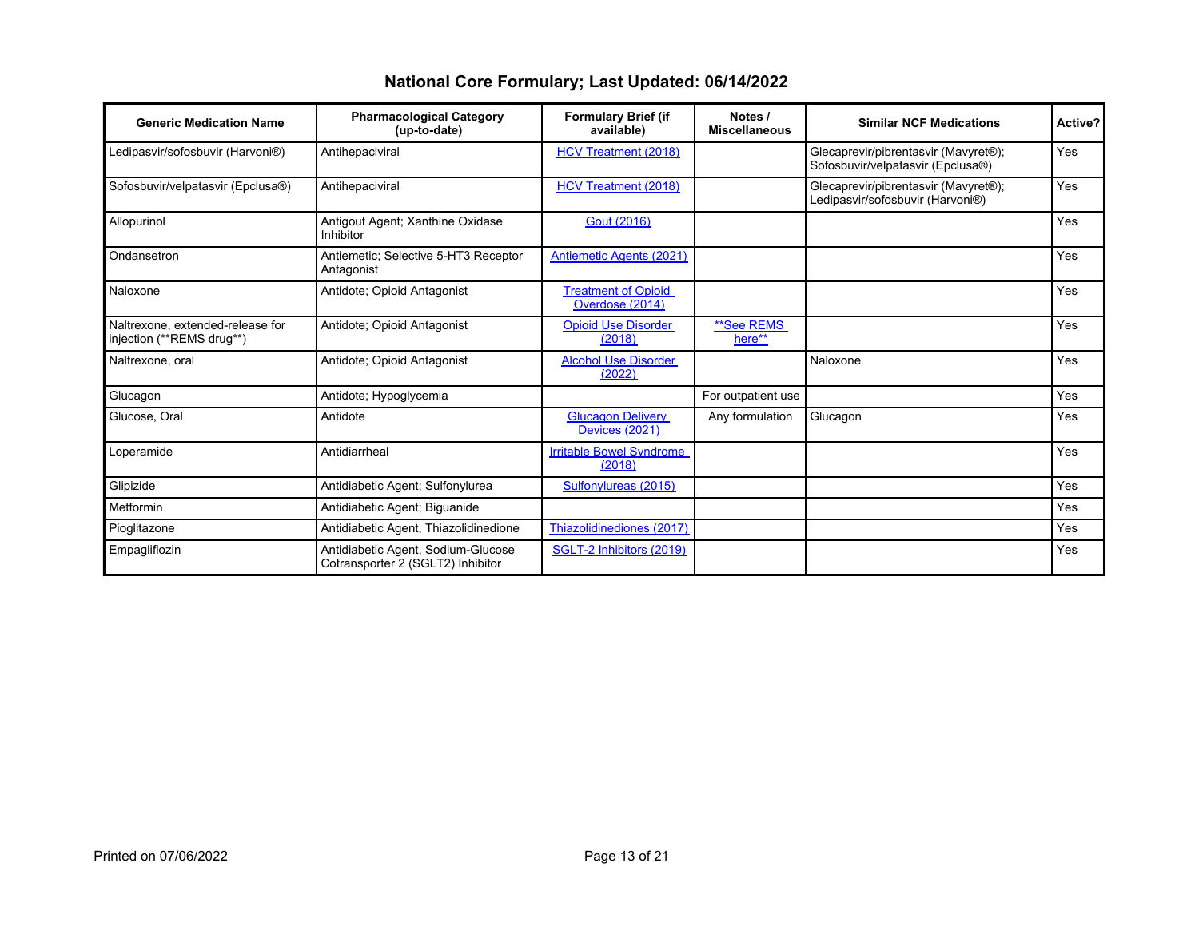# National Core Formulary; Last Updated: 06/14/2022

| Generic Medication Name | Pharmacological Category (up-to-date) | Formulary Brief (if available) | Notes / Miscellaneous | Similar NCF Medications | Active? |
|---|---|---|---|---|---|
| Ledipasvir/sofosbuvir (Harvoni®) | Antihepaciviral | HCV Treatment (2018) | | Glecaprevir/pibrentasvir (Mavyret®); Sofosbuvir/velpatasvir (Epclusa®) | Yes |
| Sofosbuvir/velpatasvir (Epclusa®) | Antihepaciviral | HCV Treatment (2018) | | Glecaprevir/pibrentasvir (Mavyret®); Ledipasvir/sofosbuvir (Harvoni®) | Yes |
| Allopurinol | Antigout Agent; Xanthine Oxidase Inhibitor | Gout (2016) | | | Yes |
| Ondansetron | Antiemetic; Selective 5-HT3 Receptor Antagonist | Antiemetic Agents (2021) | | | Yes |
| Naloxone | Antidote; Opioid Antagonist | Treatment of Opioid Overdose (2014) | | | Yes |
| Naltrexone, extended-release for injection (**REMS drug**) | Antidote; Opioid Antagonist | Opioid Use Disorder (2018) | **See REMS here** | | Yes |
| Naltrexone, oral | Antidote; Opioid Antagonist | Alcohol Use Disorder (2022) | | Naloxone | Yes |
| Glucagon | Antidote; Hypoglycemia | | For outpatient use | | Yes |
| Glucose, Oral | Antidote | Glucagon Delivery Devices (2021) | Any formulation | Glucagon | Yes |
| Loperamide | Antidiarrheal | Irritable Bowel Syndrome (2018) | | | Yes |
| Glipizide | Antidiabetic Agent; Sulfonylurea | Sulfonylureas (2015) | | | Yes |
| Metformin | Antidiabetic Agent; Biguanide | | | | Yes |
| Pioglitazone | Antidiabetic Agent, Thiazolidinedione | Thiazolidinediones (2017) | | | Yes |
| Empagliflozin | Antidiabetic Agent, Sodium-Glucose Cotransporter 2 (SGLT2) Inhibitor | SGLT-2 Inhibitors (2019) | | | Yes |

Printed on 07/06/2022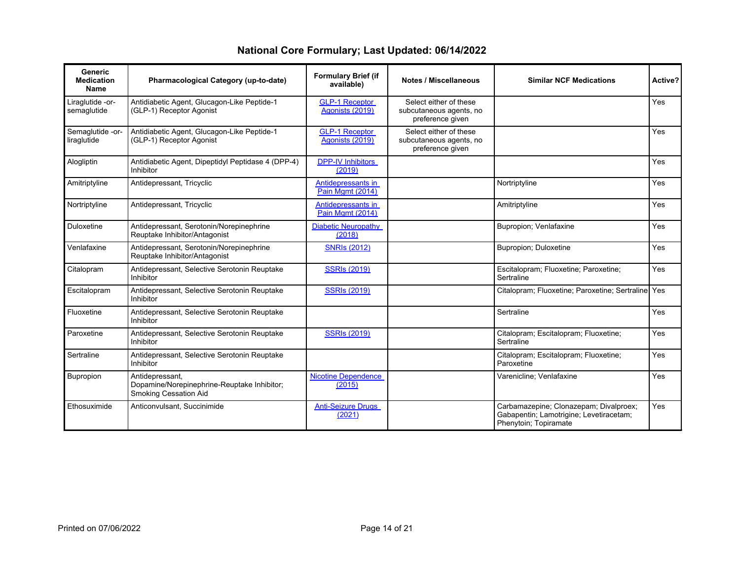## National Core Formulary; Last Updated: 06/14/2022

| Generic Medication Name | Pharmacological Category (up-to-date) | Formulary Brief (if available) | Notes / Miscellaneous | Similar NCF Medications | Active? |
|---|---|---|---|---|---|
| Liraglutide -or- semaglutide | Antidiabetic Agent, Glucagon-Like Peptide-1 (GLP-1) Receptor Agonist | GLP-1 Receptor Agonists (2019) | Select either of these subcutaneous agents, no preference given | | Yes |
| Semaglutide -or- liraglutide | Antidiabetic Agent, Glucagon-Like Peptide-1 (GLP-1) Receptor Agonist | GLP-1 Receptor Agonists (2019) | Select either of these subcutaneous agents, no preference given | | Yes |
| Alogliptin | Antidiabetic Agent, Dipeptidyl Peptidase 4 (DPP-4) Inhibitor | DPP-IV Inhibitors (2019) | | | Yes |
| Amitriptyline | Antidepressant, Tricyclic | Antidepressants in Pain Mgmt (2014) | | Nortriptyline | Yes |
| Nortriptyline | Antidepressant, Tricyclic | Antidepressants in Pain Mgmt (2014) | | Amitriptyline | Yes |
| Duloxetine | Antidepressant, Serotonin/Norepinephrine Reuptake Inhibitor/Antagonist | Diabetic Neuropathy (2018) | | Bupropion; Venlafaxine | Yes |
| Venlafaxine | Antidepressant, Serotonin/Norepinephrine Reuptake Inhibitor/Antagonist | SNRIs (2012) | | Bupropion; Duloxetine | Yes |
| Citalopram | Antidepressant, Selective Serotonin Reuptake Inhibitor | SSRIs (2019) | | Escitalopram; Fluoxetine; Paroxetine; Sertraline | Yes |
| Escitalopram | Antidepressant, Selective Serotonin Reuptake Inhibitor | SSRIs (2019) | | Citalopram; Fluoxetine; Paroxetine; Sertraline | Yes |
| Fluoxetine | Antidepressant, Selective Serotonin Reuptake Inhibitor | | | Sertraline | Yes |
| Paroxetine | Antidepressant, Selective Serotonin Reuptake Inhibitor | SSRIs (2019) | | Citalopram; Escitalopram; Fluoxetine; Sertraline | Yes |
| Sertraline | Antidepressant, Selective Serotonin Reuptake Inhibitor | | | Citalopram; Escitalopram; Fluoxetine; Paroxetine | Yes |
| Bupropion | Antidepressant, Dopamine/Norepinephrine-Reuptake Inhibitor; Smoking Cessation Aid | Nicotine Dependence (2015) | | Varenicline; Venlafaxine | Yes |
| Ethosuximide | Anticonvulsant, Succinimide | Anti-Seizure Drugs (2021) | | Carbamazepine; Clonazepam; Divalproex; Gabapentin; Lamotrigine; Levetiracetam; Phenytoin; Topiramate | Yes |

Printed on 07/06/2022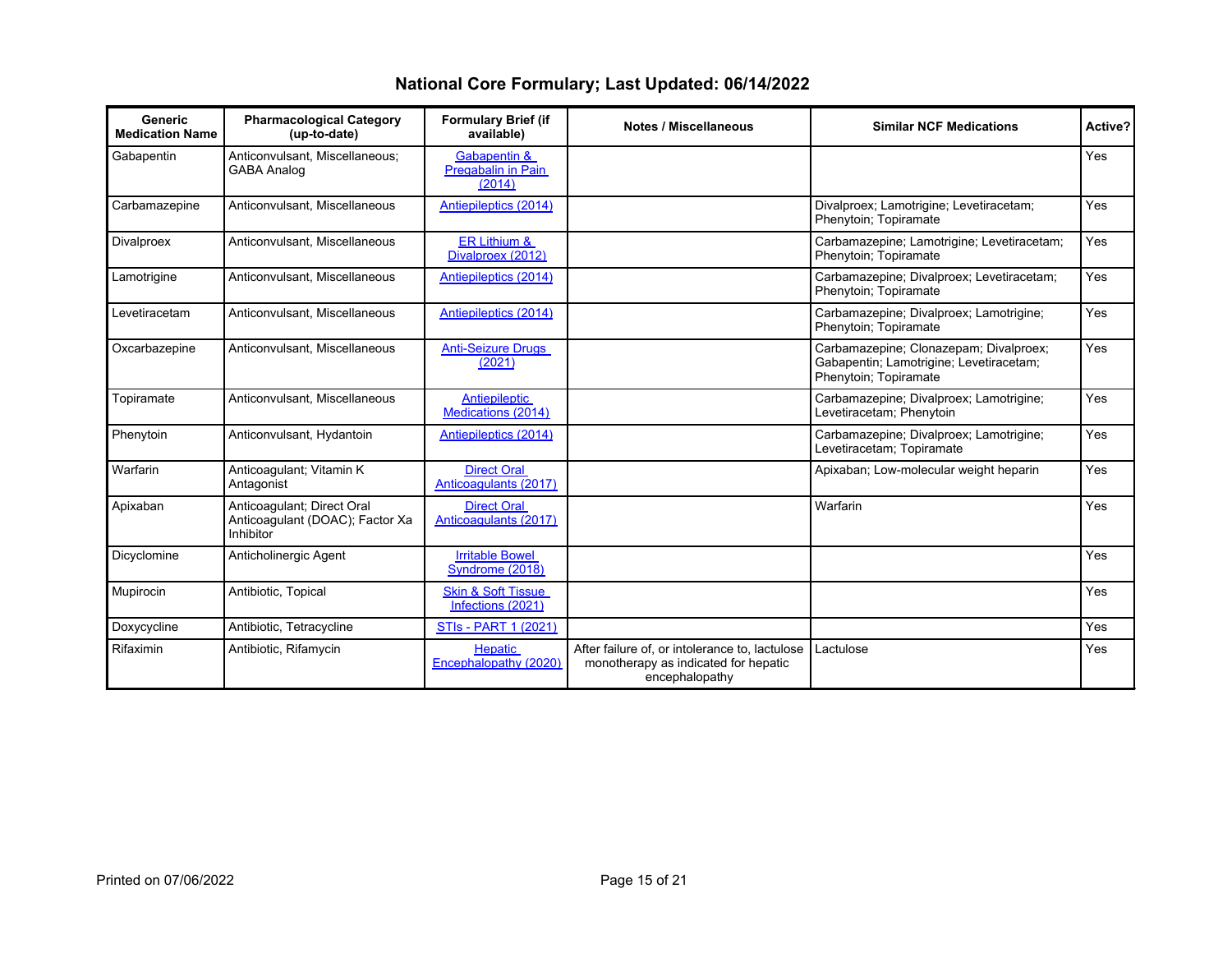# National Core Formulary; Last Updated: 06/14/2022

| Generic Medication Name | Pharmacological Category (up-to-date) | Formulary Brief (if available) | Notes / Miscellaneous | Similar NCF Medications | Active? |
|---|---|---|---|---|---|
| Gabapentin | Anticonvulsant, Miscellaneous; GABA Analog | Gabapentin & Pregabalin in Pain (2014) | | | Yes |
| Carbamazepine | Anticonvulsant, Miscellaneous | Antiepileptics (2014) | | Divalproex; Lamotrigine; Levetiracetam; Phenytoin; Topiramate | Yes |
| Divalproex | Anticonvulsant, Miscellaneous | ER Lithium & Divalproex (2012) | | Carbamazepine; Lamotrigine; Levetiracetam; Phenytoin; Topiramate | Yes |
| Lamotrigine | Anticonvulsant, Miscellaneous | Antiepileptics (2014) | | Carbamazepine; Divalproex; Levetiracetam; Phenytoin; Topiramate | Yes |
| Levetiracetam | Anticonvulsant, Miscellaneous | Antiepileptics (2014) | | Carbamazepine; Divalproex; Lamotrigine; Phenytoin; Topiramate | Yes |
| Oxcarbazepine | Anticonvulsant, Miscellaneous | Anti-Seizure Drugs (2021) | | Carbamazepine; Clonazepam; Divalproex; Gabapentin; Lamotrigine; Levetiracetam; Phenytoin; Topiramate | Yes |
| Topiramate | Anticonvulsant, Miscellaneous | Antiepileptic Medications (2014) | | Carbamazepine; Divalproex; Lamotrigine; Levetiracetam; Phenytoin | Yes |
| Phenytoin | Anticonvulsant, Hydantoin | Antiepileptics (2014) | | Carbamazepine; Divalproex; Lamotrigine; Levetiracetam; Topiramate | Yes |
| Warfarin | Anticoagulant; Vitamin K Antagonist | Direct Oral Anticoagulants (2017) | | Apixaban; Low-molecular weight heparin | Yes |
| Apixaban | Anticoagulant; Direct Oral Anticoagulant (DOAC); Factor Xa Inhibitor | Direct Oral Anticoagulants (2017) | | Warfarin | Yes |
| Dicyclomine | Anticholinergic Agent | Irritable Bowel Syndrome (2018) | | | Yes |
| Mupirocin | Antibiotic, Topical | Skin & Soft Tissue Infections (2021) | | | Yes |
| Doxycycline | Antibiotic, Tetracycline | STIs - PART 1 (2021) | | | Yes |
| Rifaximin | Antibiotic, Rifamycin | Hepatic Encephalopathy (2020) | After failure of, or intolerance to, lactulose monotherapy as indicated for hepatic encephalopathy | Lactulose | Yes |

Printed on 07/06/2022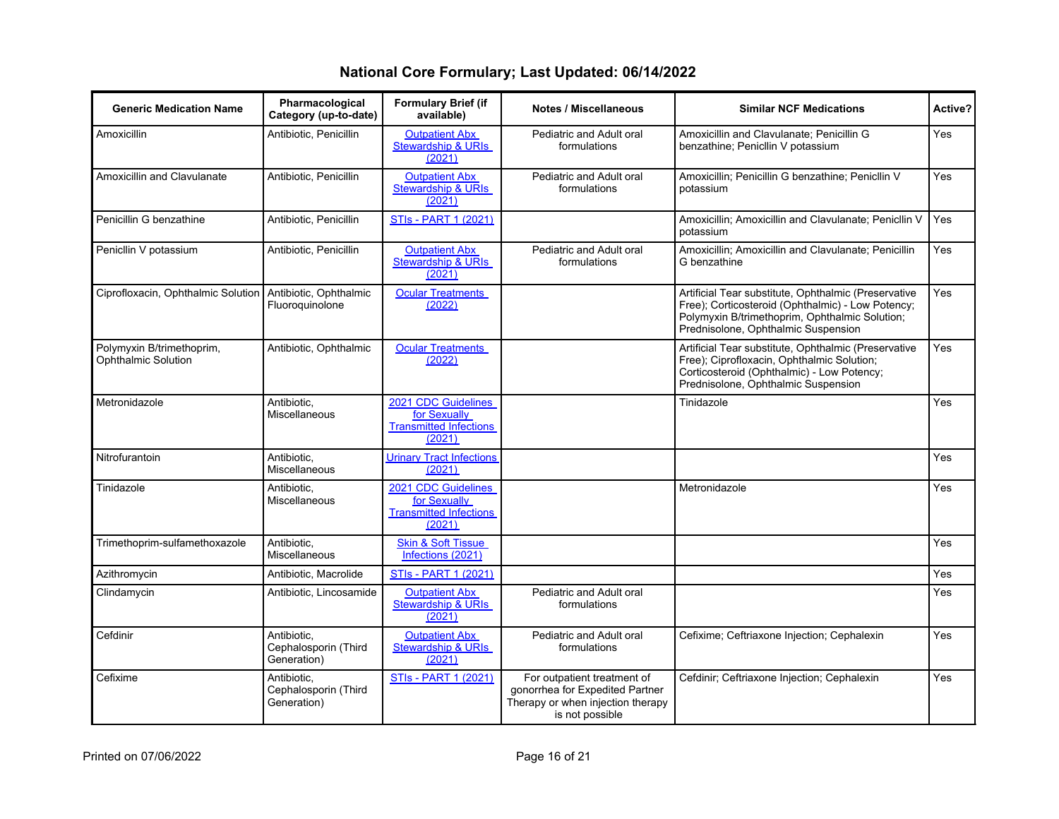# National Core Formulary; Last Updated: 06/14/2022

| Generic Medication Name | Pharmacological Category (up-to-date) | Formulary Brief (if available) | Notes / Miscellaneous | Similar NCF Medications | Active? |
|---|---|---|---|---|---|
| Amoxicillin | Antibiotic, Penicillin | Outpatient Abx Stewardship & URIs (2021) | Pediatric and Adult oral formulations | Amoxicillin and Clavulanate; Penicillin G benzathine; Penicllin V potassium | Yes |
| Amoxicillin and Clavulanate | Antibiotic, Penicillin | Outpatient Abx Stewardship & URIs (2021) | Pediatric and Adult oral formulations | Amoxicillin; Penicillin G benzathine; Penicllin V potassium | Yes |
| Penicillin G benzathine | Antibiotic, Penicillin | STIs - PART 1 (2021) | | Amoxicillin; Amoxicillin and Clavulanate; Penicllin V potassium | Yes |
| Penicllin V potassium | Antibiotic, Penicillin | Outpatient Abx Stewardship & URIs (2021) | Pediatric and Adult oral formulations | Amoxicillin; Amoxicillin and Clavulanate; Penicillin G benzathine | Yes |
| Ciprofloxacin, Ophthalmic Solution | Antibiotic, Ophthalmic Fluoroquinolone | Ocular Treatments (2022) | | Artificial Tear substitute, Ophthalmic (Preservative Free); Corticosteroid (Ophthalmic) - Low Potency; Polymyxin B/trimethoprim, Ophthalmic Solution; Prednisolone, Ophthalmic Suspension | Yes |
| Polymyxin B/trimethoprim, Ophthalmic Solution | Antibiotic, Ophthalmic | Ocular Treatments (2022) | | Artificial Tear substitute, Ophthalmic (Preservative Free); Ciprofloxacin, Ophthalmic Solution; Corticosteroid (Ophthalmic) - Low Potency; Prednisolone, Ophthalmic Suspension | Yes |
| Metronidazole | Antibiotic, Miscellaneous | 2021 CDC Guidelines for Sexually Transmitted Infections (2021) | | Tinidazole | Yes |
| Nitrofurantoin | Antibiotic, Miscellaneous | Urinary Tract Infections (2021) | | | Yes |
| Tinidazole | Antibiotic, Miscellaneous | 2021 CDC Guidelines for Sexually Transmitted Infections (2021) | | Metronidazole | Yes |
| Trimethoprim-sulfamethoxazole | Antibiotic, Miscellaneous | Skin & Soft Tissue Infections (2021) | | | Yes |
| Azithromycin | Antibiotic, Macrolide | STIs - PART 1 (2021) | | | Yes |
| Clindamycin | Antibiotic, Lincosamide | Outpatient Abx Stewardship & URIs (2021) | Pediatric and Adult oral formulations | | Yes |
| Cefdinir | Antibiotic, Cephalosporin (Third Generation) | Outpatient Abx Stewardship & URIs (2021) | Pediatric and Adult oral formulations | Cefixime; Ceftriaxone Injection; Cephalexin | Yes |
| Cefixime | Antibiotic, Cephalosporin (Third Generation) | STIs - PART 1 (2021) | For outpatient treatment of gonorrhea for Expedited Partner Therapy or when injection therapy is not possible | Cefdinir; Ceftriaxone Injection; Cephalexin | Yes |

Printed on 07/06/2022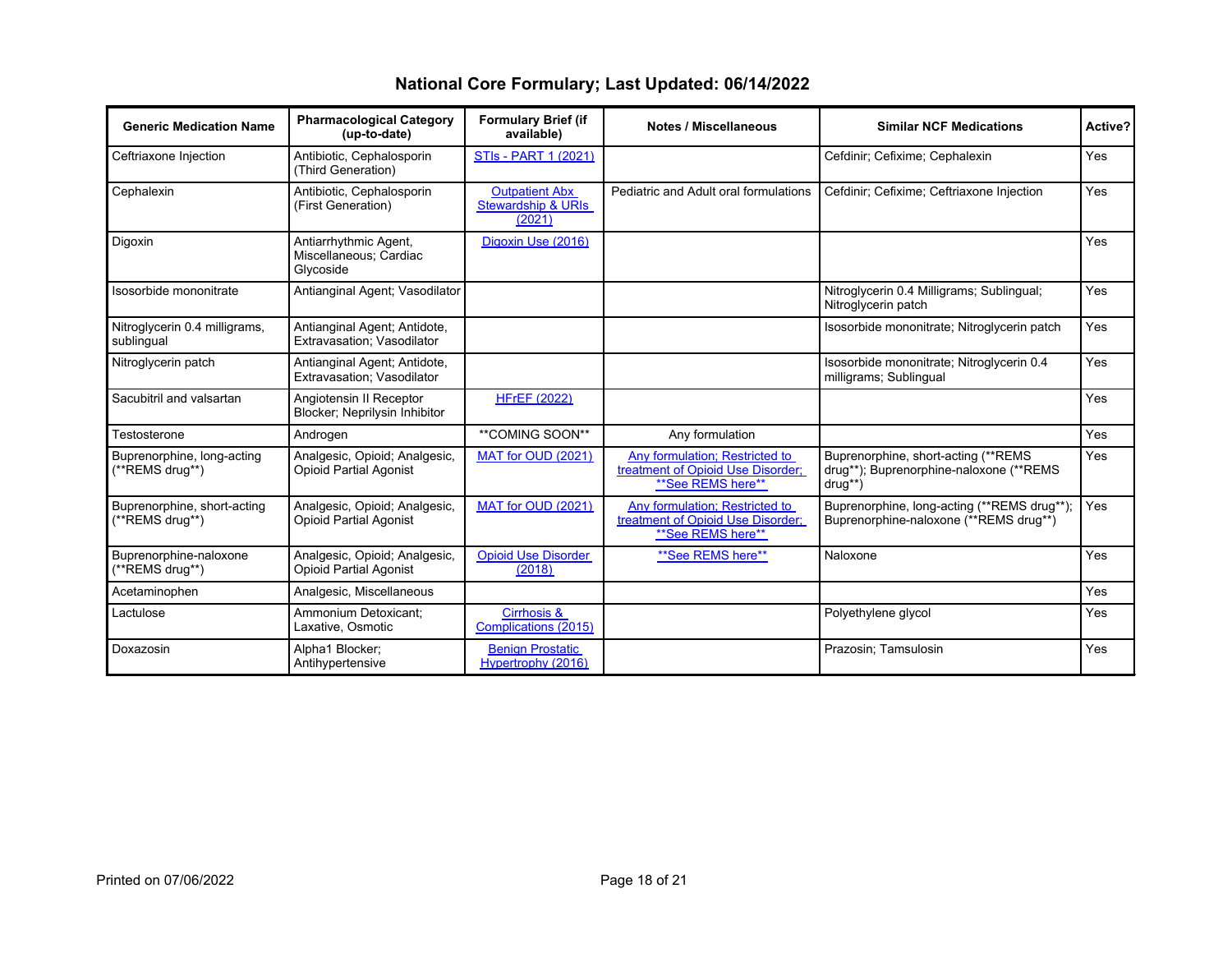# National Core Formulary; Last Updated: 06/14/2022

| Generic Medication Name | Pharmacological Category (up-to-date) | Formulary Brief (if available) | Notes / Miscellaneous | Similar NCF Medications | Active? |
| --- | --- | --- | --- | --- | --- |
| Ceftriaxone Injection | Antibiotic, Cephalosporin (Third Generation) | STIs - PART 1 (2021) | | Cefdinir; Cefixime; Cephalexin | Yes |
| Cephalexin | Antibiotic, Cephalosporin (First Generation) | Outpatient Abx Stewardship & URIs (2021) | Pediatric and Adult oral formulations | Cefdinir; Cefixime; Ceftriaxone Injection | Yes |
| Digoxin | Antiarrhythmic Agent, Miscellaneous; Cardiac Glycoside | Digoxin Use (2016) | | | Yes |
| Isosorbide mononitrate | Antianginal Agent; Vasodilator | | | Nitroglycerin 0.4 Milligrams; Sublingual; Nitroglycerin patch | Yes |
| Nitroglycerin 0.4 milligrams, sublingual | Antianginal Agent; Antidote, Extravasation; Vasodilator | | | Isosorbide mononitrate; Nitroglycerin patch | Yes |
| Nitroglycerin patch | Antianginal Agent; Antidote, Extravasation; Vasodilator | | | Isosorbide mononitrate; Nitroglycerin 0.4 milligrams; Sublingual | Yes |
| Sacubitril and valsartan | Angiotensin II Receptor Blocker; Neprilysin Inhibitor | HFrEF (2022) | | | Yes |
| Testosterone | Androgen | **COMING SOON** | Any formulation | | Yes |
| Buprenorphine, long-acting (**REMS drug**) | Analgesic, Opioid; Analgesic, Opioid Partial Agonist | MAT for OUD (2021) | Any formulation; Restricted to treatment of Opioid Use Disorder; **See REMS here** | Buprenorphine, short-acting (**REMS drug**); Buprenorphine-naloxone (**REMS drug**) | Yes |
| Buprenorphine, short-acting (**REMS drug**) | Analgesic, Opioid; Analgesic, Opioid Partial Agonist | MAT for OUD (2021) | Any formulation; Restricted to treatment of Opioid Use Disorder; **See REMS here** | Buprenorphine, long-acting (**REMS drug**); Buprenorphine-naloxone (**REMS drug**) | Yes |
| Buprenorphine-naloxone (**REMS drug**) | Analgesic, Opioid; Analgesic, Opioid Partial Agonist | Opioid Use Disorder (2018) | **See REMS here** | Naloxone | Yes |
| Acetaminophen | Analgesic, Miscellaneous | | | | Yes |
| Lactulose | Ammonium Detoxicant; Laxative, Osmotic | Cirrhosis & Complications (2015) | | Polyethylene glycol | Yes |
| Doxazosin | Alpha1 Blocker; Antihypertensive | Benign Prostatic Hypertrophy (2016) | | Prazosin; Tamsulosin | Yes |

Printed on 07/06/2022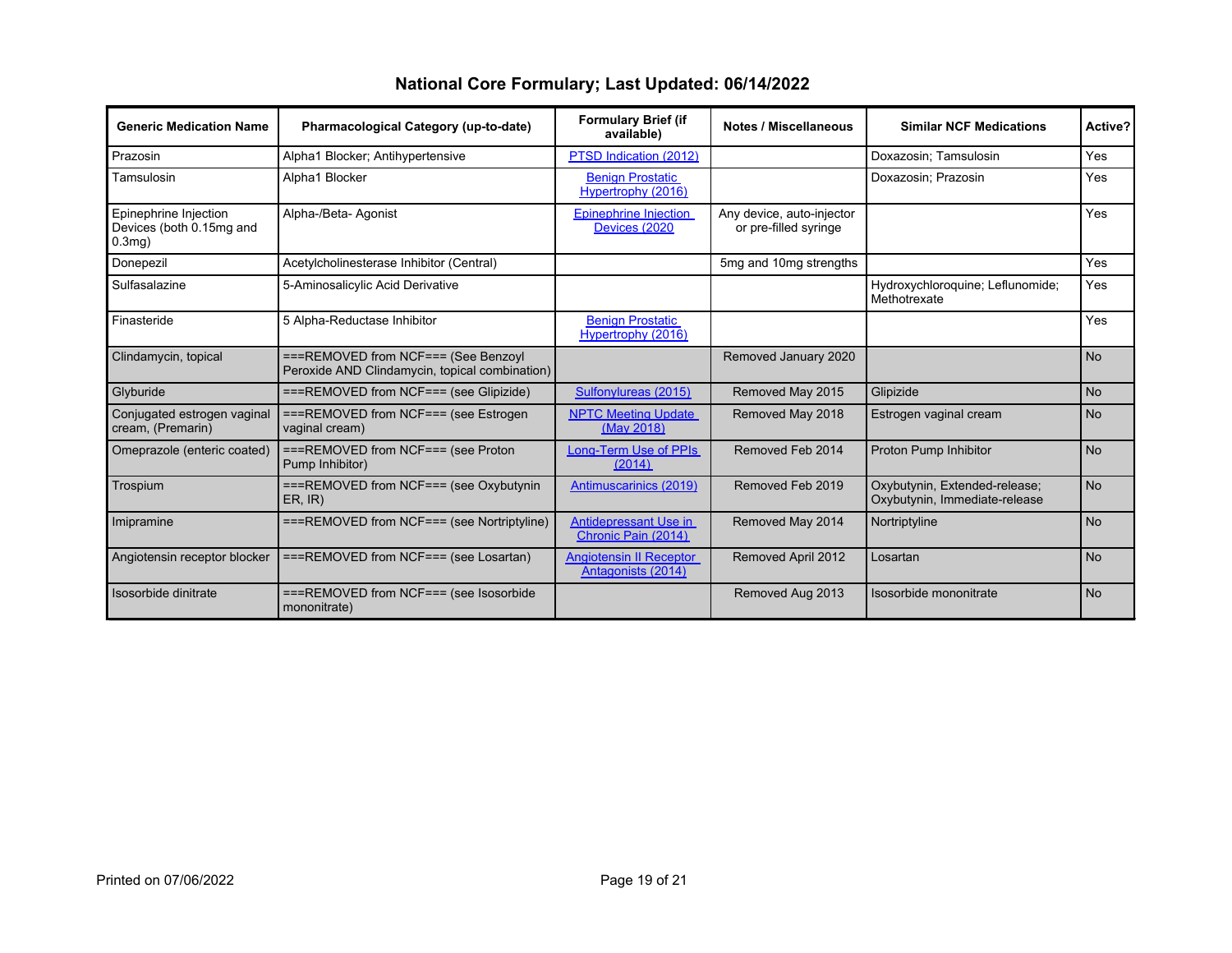# National Core Formulary; Last Updated: 06/14/2022

| Generic Medication Name | Pharmacological Category (up-to-date) | Formulary Brief (if available) | Notes / Miscellaneous | Similar NCF Medications | Active? |
|---|---|---|---|---|---|
| Prazosin | Alpha1 Blocker; Antihypertensive | PTSD Indication (2012) | | Doxazosin; Tamsulosin | Yes |
| Tamsulosin | Alpha1 Blocker | Benign Prostatic Hypertrophy (2016) | | Doxazosin; Prazosin | Yes |
| Epinephrine Injection Devices (both 0.15mg and 0.3mg) | Alpha-/Beta- Agonist | Epinephrine Injection Devices (2020 | Any device, auto-injector or pre-filled syringe | | Yes |
| Donepezil | Acetylcholinesterase Inhibitor (Central) | | 5mg and 10mg strengths | | Yes |
| Sulfasalazine | 5-Aminosalicylic Acid Derivative | | | Hydroxychloroquine; Leflunomide; Methotrexate | Yes |
| Finasteride | 5 Alpha-Reductase Inhibitor | Benign Prostatic Hypertrophy (2016) | | | Yes |
| Clindamycin, topical | ===REMOVED from NCF=== (See Benzoyl Peroxide AND Clindamycin, topical combination) | | Removed January 2020 | | No |
| Glyburide | ===REMOVED from NCF=== (see Glipizide) | Sulfonylureas (2015) | Removed May 2015 | Glipizide | No |
| Conjugated estrogen vaginal cream, (Premarin) | ===REMOVED from NCF=== (see Estrogen vaginal cream) | NPTC Meeting Update (May 2018) | Removed May 2018 | Estrogen vaginal cream | No |
| Omeprazole (enteric coated) | ===REMOVED from NCF=== (see Proton Pump Inhibitor) | Long-Term Use of PPIs (2014) | Removed Feb 2014 | Proton Pump Inhibitor | No |
| Trospium | ===REMOVED from NCF=== (see Oxybutynin ER, IR) | Antimuscarinics (2019) | Removed Feb 2019 | Oxybutynin, Extended-release; Oxybutynin, Immediate-release | No |
| Imipramine | ===REMOVED from NCF=== (see Nortriptyline) | Antidepressant Use in Chronic Pain (2014) | Removed May 2014 | Nortriptyline | No |
| Angiotensin receptor blocker | ===REMOVED from NCF=== (see Losartan) | Angiotensin II Receptor Antagonists (2014) | Removed April 2012 | Losartan | No |
| Isosorbide dinitrate | ===REMOVED from NCF=== (see Isosorbide mononitrate) | | Removed Aug 2013 | Isosorbide mononitrate | No |

Printed on 07/06/2022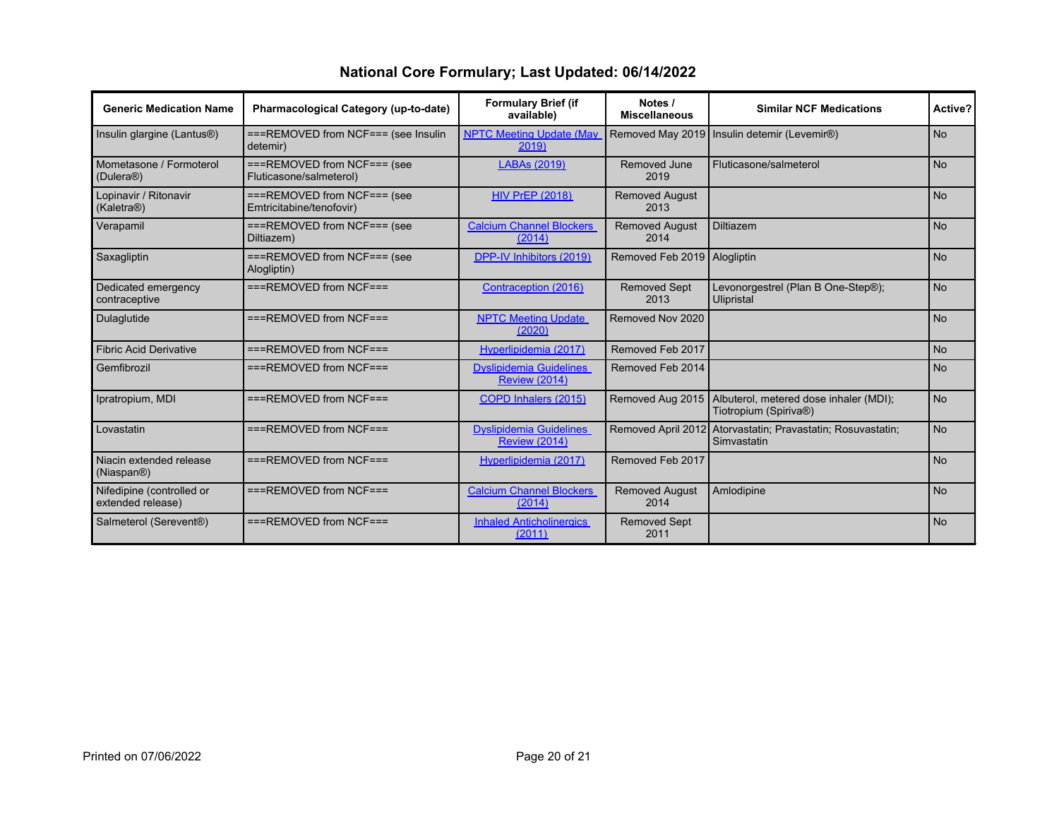# National Core Formulary; Last Updated: 06/14/2022

| Generic Medication Name | Pharmacological Category (up-to-date) | Formulary Brief (if available) | Notes / Miscellaneous | Similar NCF Medications | Active? |
|---|---|---|---|---|---|
| Insulin glargine (Lantus®) | ===REMOVED from NCF=== (see Insulin detemir) | NPTC Meeting Update (May 2019) | Removed May 2019 | Insulin detemir (Levemir®) | No |
| Mometasone / Formoterol (Dulera®) | ===REMOVED from NCF=== (see Fluticasone/salmeterol) | LABAs (2019) | Removed June 2019 | Fluticasone/salmeterol | No |
| Lopinavir / Ritonavir (Kaletra®) | ===REMOVED from NCF=== (see Emtricitabine/tenofovir) | HIV PrEP (2018) | Removed August 2013 | | No |
| Verapamil | ===REMOVED from NCF=== (see Diltiazem) | Calcium Channel Blockers (2014) | Removed August 2014 | Diltiazem | No |
| Saxagliptin | ===REMOVED from NCF=== (see Alogliptin) | DPP-IV Inhibitors (2019) | Removed Feb 2019 | Alogliptin | No |
| Dedicated emergency contraceptive | ===REMOVED from NCF=== | Contraception (2016) | Removed Sept 2013 | Levonorgestrel (Plan B One-Step®); Ulipristal | No |
| Dulaglutide | ===REMOVED from NCF=== | NPTC Meeting Update (2020) | Removed Nov 2020 | | No |
| Fibric Acid Derivative | ===REMOVED from NCF=== | Hyperlipidemia (2017) | Removed Feb 2017 | | No |
| Gemfibrozil | ===REMOVED from NCF=== | Dyslipidemia Guidelines Review (2014) | Removed Feb 2014 | | No |
| Ipratropium, MDI | ===REMOVED from NCF=== | COPD Inhalers (2015) | Removed Aug 2015 | Albuterol, metered dose inhaler (MDI); Tiotropium (Spiriva®) | No |
| Lovastatin | ===REMOVED from NCF=== | Dyslipidemia Guidelines Review (2014) | Removed April 2012 | Atorvastatin; Pravastatin; Rosuvastatin; Simvastatin | No |
| Niacin extended release (Niaspan®) | ===REMOVED from NCF=== | Hyperlipidemia (2017) | Removed Feb 2017 | | No |
| Nifedipine (controlled or extended release) | ===REMOVED from NCF=== | Calcium Channel Blockers (2014) | Removed August 2014 | Amlodipine | No |
| Salmeterol (Serevent®) | ===REMOVED from NCF=== | Inhaled Anticholinergics (2011) | Removed Sept 2011 | | No |

Printed on 07/06/2022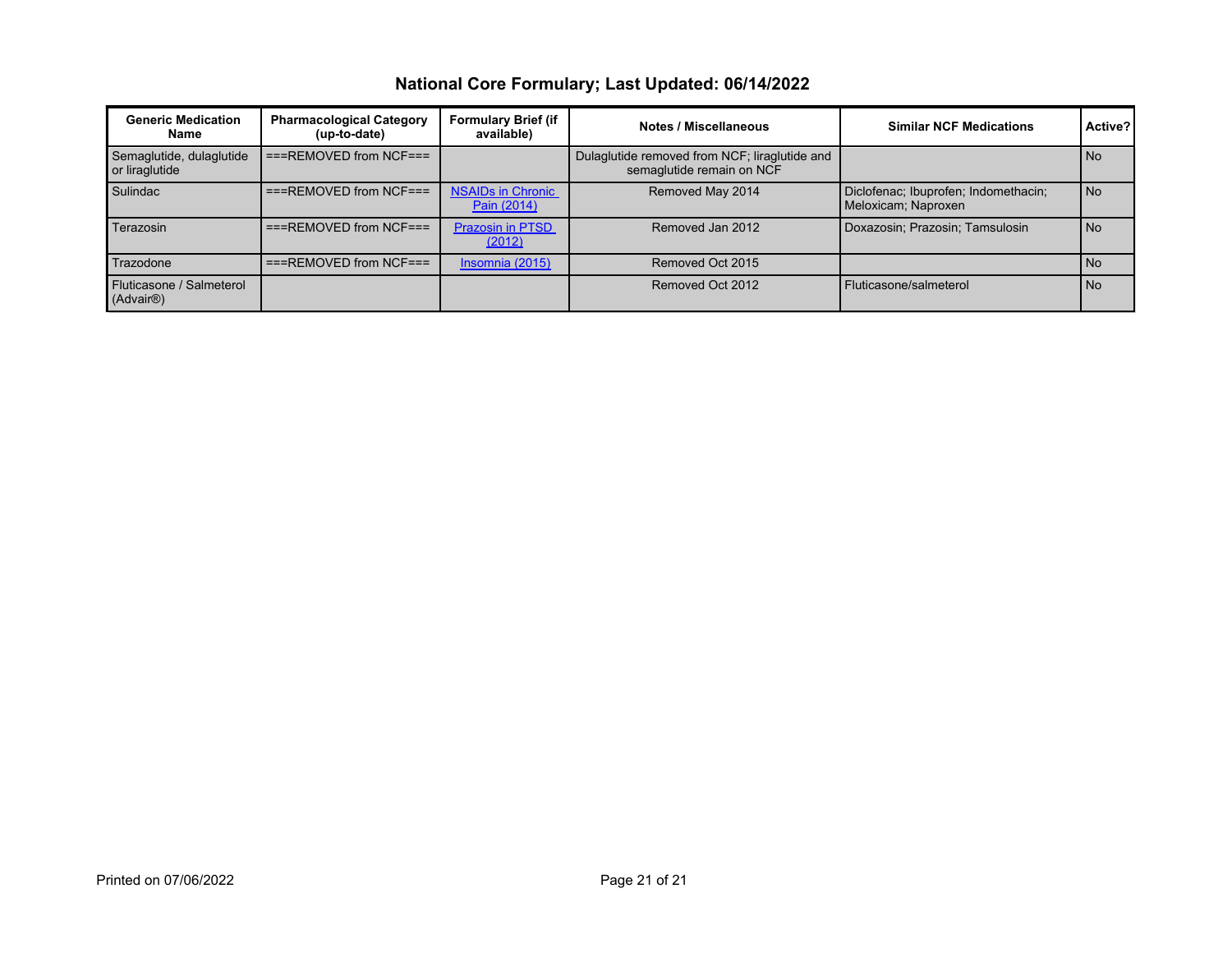## National Core Formulary; Last Updated: 06/14/2022

| Generic Medication Name | Pharmacological Category (up-to-date) | Formulary Brief (if available) | Notes / Miscellaneous | Similar NCF Medications | Active? |
|---|---|---|---|---|---|
| Semaglutide, dulaglutide or liraglutide | ===REMOVED from NCF=== | | Dulaglutide removed from NCF; liraglutide and semaglutide remain on NCF | | No |
| Sulindac | ===REMOVED from NCF=== | NSAIDs in Chronic Pain (2014) | Removed May 2014 | Diclofenac; Ibuprofen; Indomethacin; Meloxicam; Naproxen | No |
| Terazosin | ===REMOVED from NCF=== | Prazosin in PTSD (2012) | Removed Jan 2012 | Doxazosin; Prazosin; Tamsulosin | No |
| Trazodone | ===REMOVED from NCF=== | Insomnia (2015) | Removed Oct 2015 | | No |
| Fluticasone / Salmeterol (Advair®) | | | Removed Oct 2012 | Fluticasone/salmeterol | No |

Printed on 07/06/2022